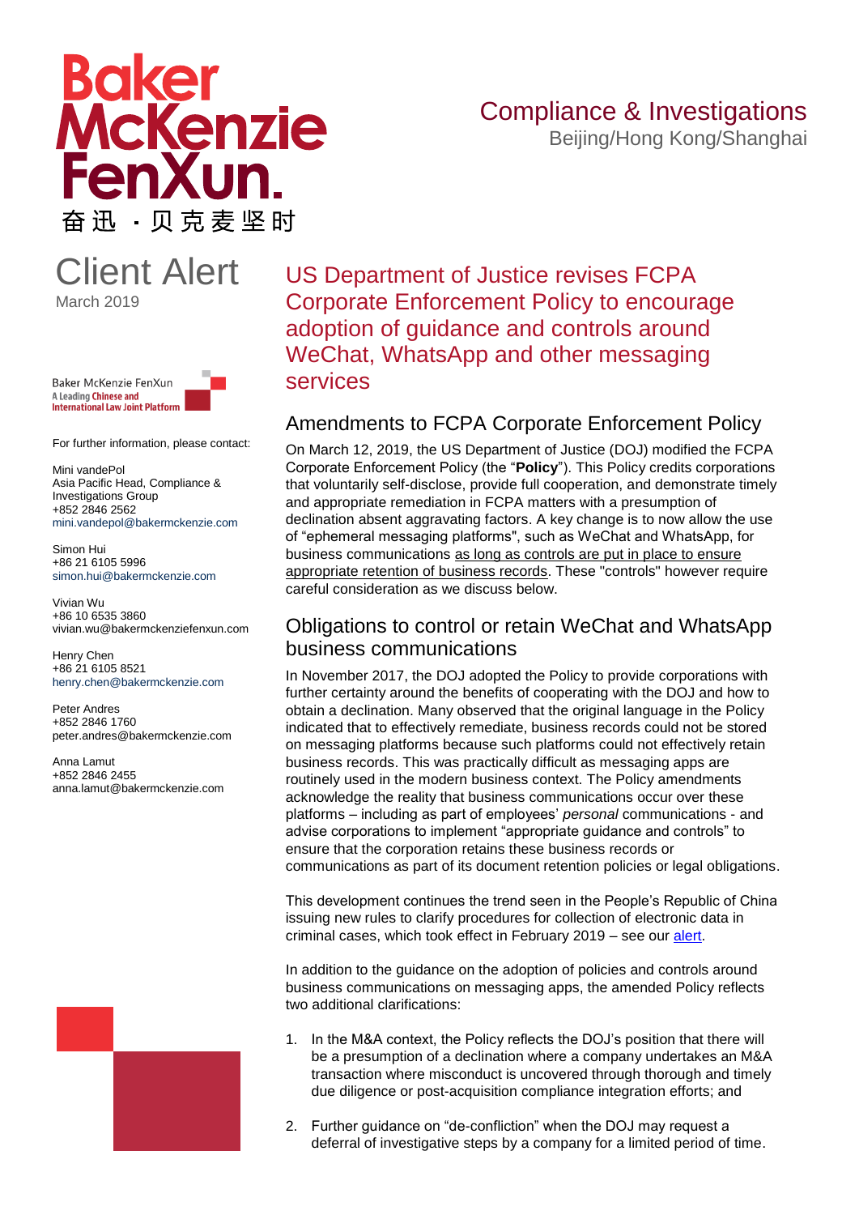Baker McKenzie FenXun.
奋迅 · 贝克麦坚时

Compliance & Investigations
Beijing/Hong Kong/Shanghai

# Client Alert

March 2019

Baker McKenzie FenXun
A Leading Chinese and International Law Joint Platform

For further information, please contact:

Mini vandePol
Asia Pacific Head, Compliance & Investigations Group
+852 2846 2562
mini.vandepol@bakermckenzie.com

Simon Hui
+86 21 6105 5996
simon.hui@bakermckenzie.com

Vivian Wu
+86 10 6535 3860
vivian.wu@bakermckenziefenxun.com

Henry Chen
+86 21 6105 8521
henry.chen@bakermckenzie.com

Peter Andres
+852 2846 1760
peter.andres@bakermckenzie.com

Anna Lamut
+852 2846 2455
anna.lamut@bakermckenzie.com

# US Department of Justice revises FCPA Corporate Enforcement Policy to encourage adoption of guidance and controls around WeChat, WhatsApp and other messaging services

## Amendments to FCPA Corporate Enforcement Policy

On March 12, 2019, the US Department of Justice (DOJ) modified the FCPA Corporate Enforcement Policy (the "**Policy**"). This Policy credits corporations that voluntarily self-disclose, provide full cooperation, and demonstrate timely and appropriate remediation in FCPA matters with a presumption of declination absent aggravating factors. A key change is to now allow the use of "ephemeral messaging platforms", such as WeChat and WhatsApp, for business communications as long as controls are put in place to ensure appropriate retention of business records. These "controls" however require careful consideration as we discuss below.

## Obligations to control or retain WeChat and WhatsApp business communications

In November 2017, the DOJ adopted the Policy to provide corporations with further certainty around the benefits of cooperating with the DOJ and how to obtain a declination. Many observed that the original language in the Policy indicated that to effectively remediate, business records could not be stored on messaging platforms because such platforms could not effectively retain business records. This was practically difficult as messaging apps are routinely used in the modern business context. The Policy amendments acknowledge the reality that business communications occur over these platforms – including as part of employees' *personal* communications - and advise corporations to implement "appropriate guidance and controls" to ensure that the corporation retains these business records or communications as part of its document retention policies or legal obligations.

This development continues the trend seen in the People's Republic of China issuing new rules to clarify procedures for collection of electronic data in criminal cases, which took effect in February 2019 – see our alert.

In addition to the guidance on the adoption of policies and controls around business communications on messaging apps, the amended Policy reflects two additional clarifications:

1. In the M&A context, the Policy reflects the DOJ's position that there will be a presumption of a declination where a company undertakes an M&A transaction where misconduct is uncovered through thorough and timely due diligence or post-acquisition compliance integration efforts; and

2. Further guidance on "de-confliction" when the DOJ may request a deferral of investigative steps by a company for a limited period of time.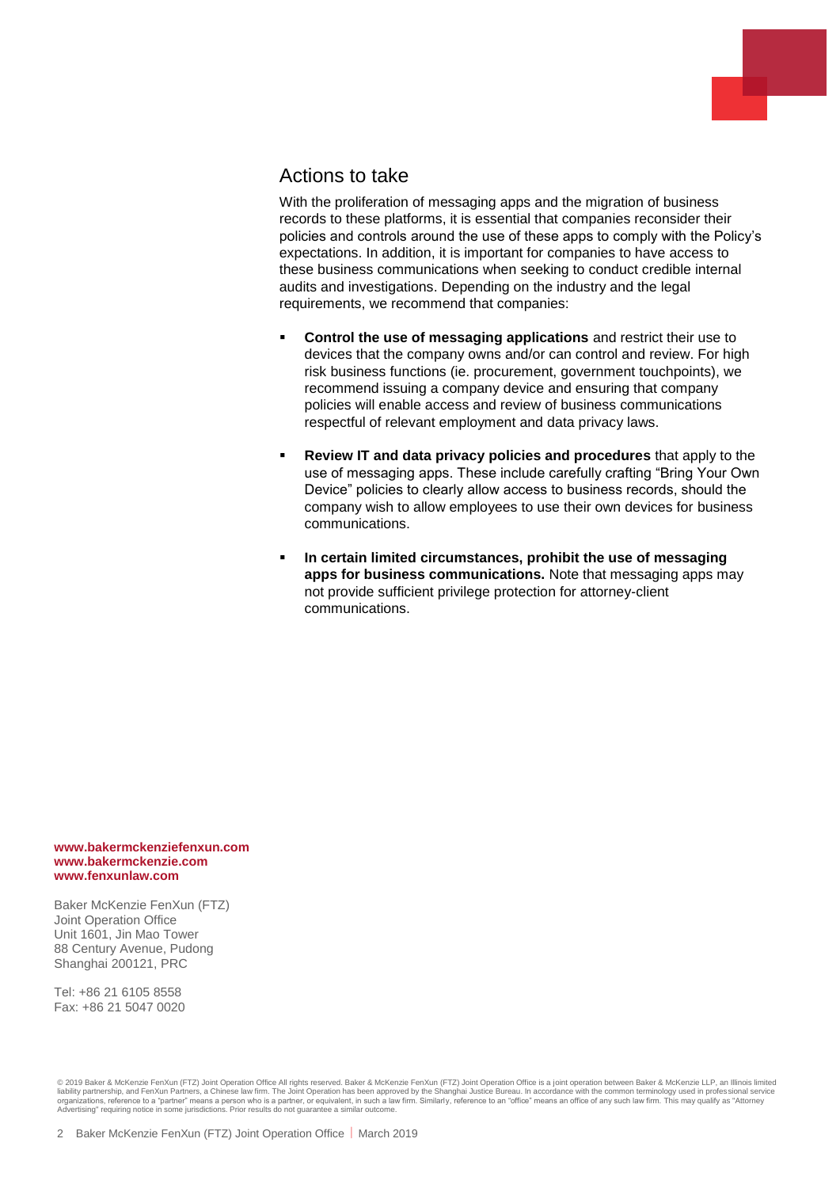## Actions to take

With the proliferation of messaging apps and the migration of business records to these platforms, it is essential that companies reconsider their policies and controls around the use of these apps to comply with the Policy's expectations. In addition, it is important for companies to have access to these business communications when seeking to conduct credible internal audits and investigations. Depending on the industry and the legal requirements, we recommend that companies:

- **Control the use of messaging applications** and restrict their use to devices that the company owns and/or can control and review. For high risk business functions (ie. procurement, government touchpoints), we recommend issuing a company device and ensuring that company policies will enable access and review of business communications respectful of relevant employment and data privacy laws.

- **Review IT and data privacy policies and procedures** that apply to the use of messaging apps. These include carefully crafting "Bring Your Own Device" policies to clearly allow access to business records, should the company wish to allow employees to use their own devices for business communications.

- **In certain limited circumstances, prohibit the use of messaging apps for business communications.** Note that messaging apps may not provide sufficient privilege protection for attorney-client communications.

**www.bakermckenziefenxun.com**
**www.bakermckenzie.com**
**www.fenxunlaw.com**

Baker McKenzie FenXun (FTZ)
Joint Operation Office
Unit 1601, Jin Mao Tower
88 Century Avenue, Pudong
Shanghai 200121, PRC

Tel: +86 21 6105 8558
Fax: +86 21 5047 0020

© 2019 Baker & McKenzie FenXun (FTZ) Joint Operation Office All rights reserved. Baker & McKenzie FenXun (FTZ) Joint Operation Office is a joint operation between Baker & McKenzie LLP, an Illinois limited liability partnership, and FenXun Partners, a Chinese law firm. The Joint Operation has been approved by the Shanghai Justice Bureau. In accordance with the common terminology used in professional service organizations, reference to a "partner" means a person who is a partner, or equivalent, in such a law firm. Similarly, reference to an "office" means an office of any such law firm. This may qualify as "Attorney Advertising" requiring notice in some jurisdictions. Prior results do not guarantee a similar outcome.